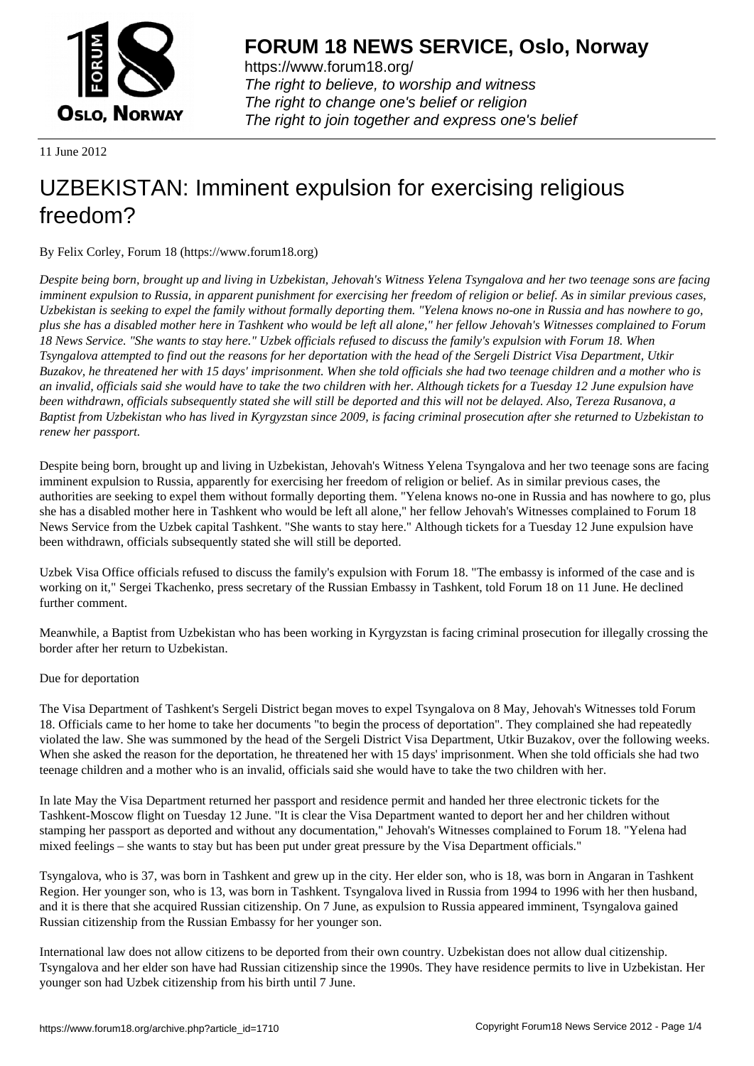# FORUM 18 NEWS SERVICE, Oslo, Norway

https://www.forum18.org/
*The right to believe, to worship and witness*
*The right to change one's belief or religion*
*The right to join together and express one's belief*

11 June 2012

# UZBEKISTAN: Imminent expulsion for exercising religious freedom?

By Felix Corley, Forum 18 (https://www.forum18.org)

*Despite being born, brought up and living in Uzbekistan, Jehovah's Witness Yelena Tsyngalova and her two teenage sons are facing imminent expulsion to Russia, in apparent punishment for exercising her freedom of religion or belief. As in similar previous cases, Uzbekistan is seeking to expel the family without formally deporting them. "Yelena knows no-one in Russia and has nowhere to go, plus she has a disabled mother here in Tashkent who would be left all alone," her fellow Jehovah's Witnesses complained to Forum 18 News Service. "She wants to stay here." Uzbek officials refused to discuss the family's expulsion with Forum 18. When Tsyngalova attempted to find out the reasons for her deportation with the head of the Sergeli District Visa Department, Utkir Buzakov, he threatened her with 15 days' imprisonment. When she told officials she had two teenage children and a mother who is an invalid, officials said she would have to take the two children with her. Although tickets for a Tuesday 12 June expulsion have been withdrawn, officials subsequently stated she will still be deported and this will not be delayed. Also, Tereza Rusanova, a Baptist from Uzbekistan who has lived in Kyrgyzstan since 2009, is facing criminal prosecution after she returned to Uzbekistan to renew her passport.*

Despite being born, brought up and living in Uzbekistan, Jehovah's Witness Yelena Tsyngalova and her two teenage sons are facing imminent expulsion to Russia, apparently for exercising her freedom of religion or belief. As in similar previous cases, the authorities are seeking to expel them without formally deporting them. "Yelena knows no-one in Russia and has nowhere to go, plus she has a disabled mother here in Tashkent who would be left all alone," her fellow Jehovah's Witnesses complained to Forum 18 News Service from the Uzbek capital Tashkent. "She wants to stay here." Although tickets for a Tuesday 12 June expulsion have been withdrawn, officials subsequently stated she will still be deported.

Uzbek Visa Office officials refused to discuss the family's expulsion with Forum 18. "The embassy is informed of the case and is working on it," Sergei Tkachenko, press secretary of the Russian Embassy in Tashkent, told Forum 18 on 11 June. He declined further comment.

Meanwhile, a Baptist from Uzbekistan who has been working in Kyrgyzstan is facing criminal prosecution for illegally crossing the border after her return to Uzbekistan.

Due for deportation

The Visa Department of Tashkent's Sergeli District began moves to expel Tsyngalova on 8 May, Jehovah's Witnesses told Forum 18. Officials came to her home to take her documents "to begin the process of deportation". They complained she had repeatedly violated the law. She was summoned by the head of the Sergeli District Visa Department, Utkir Buzakov, over the following weeks. When she asked the reason for the deportation, he threatened her with 15 days' imprisonment. When she told officials she had two teenage children and a mother who is an invalid, officials said she would have to take the two children with her.

In late May the Visa Department returned her passport and residence permit and handed her three electronic tickets for the Tashkent-Moscow flight on Tuesday 12 June. "It is clear the Visa Department wanted to deport her and her children without stamping her passport as deported and without any documentation," Jehovah's Witnesses complained to Forum 18. "Yelena had mixed feelings – she wants to stay but has been put under great pressure by the Visa Department officials."

Tsyngalova, who is 37, was born in Tashkent and grew up in the city. Her elder son, who is 18, was born in Angaran in Tashkent Region. Her younger son, who is 13, was born in Tashkent. Tsyngalova lived in Russia from 1994 to 1996 with her then husband, and it is there that she acquired Russian citizenship. On 7 June, as expulsion to Russia appeared imminent, Tsyngalova gained Russian citizenship from the Russian Embassy for her younger son.

International law does not allow citizens to be deported from their own country. Uzbekistan does not allow dual citizenship. Tsyngalova and her elder son have had Russian citizenship since the 1990s. They have residence permits to live in Uzbekistan. Her younger son had Uzbek citizenship from his birth until 7 June.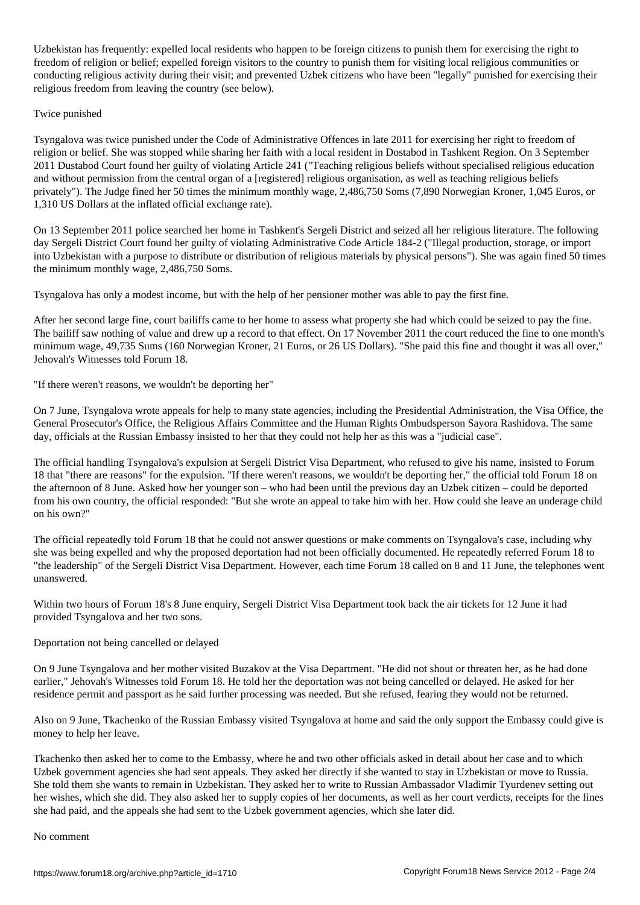Uzbekistan has frequently: expelled local residents who happen to be foreign citizens to punish them for exercising the right to freedom of religion or belief; expelled foreign visitors to the country to punish them for visiting local religious communities or conducting religious activity during their visit; and prevented Uzbek citizens who have been "legally" punished for exercising their religious freedom from leaving the country (see below).

## Twice punished

Tsyngalova was twice punished under the Code of Administrative Offences in late 2011 for exercising her right to freedom of religion or belief. She was stopped while sharing her faith with a local resident in Dostabod in Tashkent Region. On 3 September 2011 Dustabod Court found her guilty of violating Article 241 ("Teaching religious beliefs without specialised religious education and without permission from the central organ of a [registered] religious organisation, as well as teaching religious beliefs privately"). The Judge fined her 50 times the minimum monthly wage, 2,486,750 Soms (7,890 Norwegian Kroner, 1,045 Euros, or 1,310 US Dollars at the inflated official exchange rate).

On 13 September 2011 police searched her home in Tashkent's Sergeli District and seized all her religious literature. The following day Sergeli District Court found her guilty of violating Administrative Code Article 184-2 ("Illegal production, storage, or import into Uzbekistan with a purpose to distribute or distribution of religious materials by physical persons"). She was again fined 50 times the minimum monthly wage, 2,486,750 Soms.

Tsyngalova has only a modest income, but with the help of her pensioner mother was able to pay the first fine.

After her second large fine, court bailiffs came to her home to assess what property she had which could be seized to pay the fine. The bailiff saw nothing of value and drew up a record to that effect. On 17 November 2011 the court reduced the fine to one month's minimum wage, 49,735 Sums (160 Norwegian Kroner, 21 Euros, or 26 US Dollars). "She paid this fine and thought it was all over," Jehovah's Witnesses told Forum 18.

## "If there weren't reasons, we wouldn't be deporting her"

On 7 June, Tsyngalova wrote appeals for help to many state agencies, including the Presidential Administration, the Visa Office, the General Prosecutor's Office, the Religious Affairs Committee and the Human Rights Ombudsperson Sayora Rashidova. The same day, officials at the Russian Embassy insisted to her that they could not help her as this was a "judicial case".

The official handling Tsyngalova's expulsion at Sergeli District Visa Department, who refused to give his name, insisted to Forum 18 that "there are reasons" for the expulsion. "If there weren't reasons, we wouldn't be deporting her," the official told Forum 18 on the afternoon of 8 June. Asked how her younger son – who had been until the previous day an Uzbek citizen – could be deported from his own country, the official responded: "But she wrote an appeal to take him with her. How could she leave an underage child on his own?"

The official repeatedly told Forum 18 that he could not answer questions or make comments on Tsyngalova's case, including why she was being expelled and why the proposed deportation had not been officially documented. He repeatedly referred Forum 18 to "the leadership" of the Sergeli District Visa Department. However, each time Forum 18 called on 8 and 11 June, the telephones went unanswered.

Within two hours of Forum 18's 8 June enquiry, Sergeli District Visa Department took back the air tickets for 12 June it had provided Tsyngalova and her two sons.

## Deportation not being cancelled or delayed

On 9 June Tsyngalova and her mother visited Buzakov at the Visa Department. "He did not shout or threaten her, as he had done earlier," Jehovah's Witnesses told Forum 18. He told her the deportation was not being cancelled or delayed. He asked for her residence permit and passport as he said further processing was needed. But she refused, fearing they would not be returned.

Also on 9 June, Tkachenko of the Russian Embassy visited Tsyngalova at home and said the only support the Embassy could give is money to help her leave.

Tkachenko then asked her to come to the Embassy, where he and two other officials asked in detail about her case and to which Uzbek government agencies she had sent appeals. They asked her directly if she wanted to stay in Uzbekistan or move to Russia. She told them she wants to remain in Uzbekistan. They asked her to write to Russian Ambassador Vladimir Tyurdenev setting out her wishes, which she did. They also asked her to supply copies of her documents, as well as her court verdicts, receipts for the fines she had paid, and the appeals she had sent to the Uzbek government agencies, which she later did.

## No comment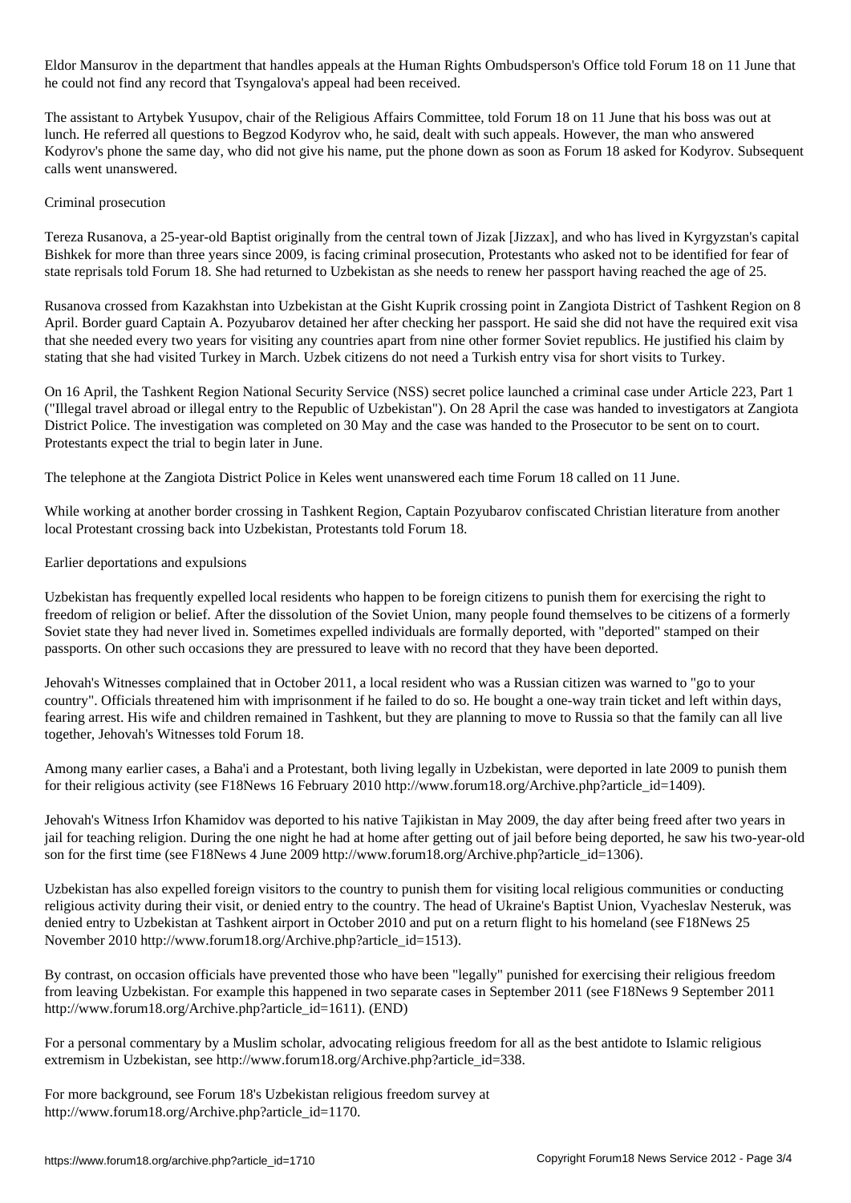Eldor Mansurov in the department that handles appeals at the Human Rights Ombudsperson's Office told Forum 18 on 11 June that he could not find any record that Tsyngalova's appeal had been received.

The assistant to Artybek Yusupov, chair of the Religious Affairs Committee, told Forum 18 on 11 June that his boss was out at lunch. He referred all questions to Begzod Kodyrov who, he said, dealt with such appeals. However, the man who answered Kodyrov's phone the same day, who did not give his name, put the phone down as soon as Forum 18 asked for Kodyrov. Subsequent calls went unanswered.

## Criminal prosecution

Tereza Rusanova, a 25-year-old Baptist originally from the central town of Jizak [Jizzax], and who has lived in Kyrgyzstan's capital Bishkek for more than three years since 2009, is facing criminal prosecution, Protestants who asked not to be identified for fear of state reprisals told Forum 18. She had returned to Uzbekistan as she needs to renew her passport having reached the age of 25.

Rusanova crossed from Kazakhstan into Uzbekistan at the Gisht Kuprik crossing point in Zangiota District of Tashkent Region on 8 April. Border guard Captain A. Pozyubarov detained her after checking her passport. He said she did not have the required exit visa that she needed every two years for visiting any countries apart from nine other former Soviet republics. He justified his claim by stating that she had visited Turkey in March. Uzbek citizens do not need a Turkish entry visa for short visits to Turkey.

On 16 April, the Tashkent Region National Security Service (NSS) secret police launched a criminal case under Article 223, Part 1 ("Illegal travel abroad or illegal entry to the Republic of Uzbekistan"). On 28 April the case was handed to investigators at Zangiota District Police. The investigation was completed on 30 May and the case was handed to the Prosecutor to be sent on to court. Protestants expect the trial to begin later in June.

The telephone at the Zangiota District Police in Keles went unanswered each time Forum 18 called on 11 June.

While working at another border crossing in Tashkent Region, Captain Pozyubarov confiscated Christian literature from another local Protestant crossing back into Uzbekistan, Protestants told Forum 18.

## Earlier deportations and expulsions

Uzbekistan has frequently expelled local residents who happen to be foreign citizens to punish them for exercising the right to freedom of religion or belief. After the dissolution of the Soviet Union, many people found themselves to be citizens of a formerly Soviet state they had never lived in. Sometimes expelled individuals are formally deported, with "deported" stamped on their passports. On other such occasions they are pressured to leave with no record that they have been deported.

Jehovah's Witnesses complained that in October 2011, a local resident who was a Russian citizen was warned to "go to your country". Officials threatened him with imprisonment if he failed to do so. He bought a one-way train ticket and left within days, fearing arrest. His wife and children remained in Tashkent, but they are planning to move to Russia so that the family can all live together, Jehovah's Witnesses told Forum 18.

Among many earlier cases, a Baha'i and a Protestant, both living legally in Uzbekistan, were deported in late 2009 to punish them for their religious activity (see F18News 16 February 2010 http://www.forum18.org/Archive.php?article_id=1409).

Jehovah's Witness Irfon Khamidov was deported to his native Tajikistan in May 2009, the day after being freed after two years in jail for teaching religion. During the one night he had at home after getting out of jail before being deported, he saw his two-year-old son for the first time (see F18News 4 June 2009 http://www.forum18.org/Archive.php?article_id=1306).

Uzbekistan has also expelled foreign visitors to the country to punish them for visiting local religious communities or conducting religious activity during their visit, or denied entry to the country. The head of Ukraine's Baptist Union, Vyacheslav Nesteruk, was denied entry to Uzbekistan at Tashkent airport in October 2010 and put on a return flight to his homeland (see F18News 25 November 2010 http://www.forum18.org/Archive.php?article_id=1513).

By contrast, on occasion officials have prevented those who have been "legally" punished for exercising their religious freedom from leaving Uzbekistan. For example this happened in two separate cases in September 2011 (see F18News 9 September 2011 http://www.forum18.org/Archive.php?article_id=1611). (END)

For a personal commentary by a Muslim scholar, advocating religious freedom for all as the best antidote to Islamic religious extremism in Uzbekistan, see http://www.forum18.org/Archive.php?article_id=338.

For more background, see Forum 18's Uzbekistan religious freedom survey at http://www.forum18.org/Archive.php?article_id=1170.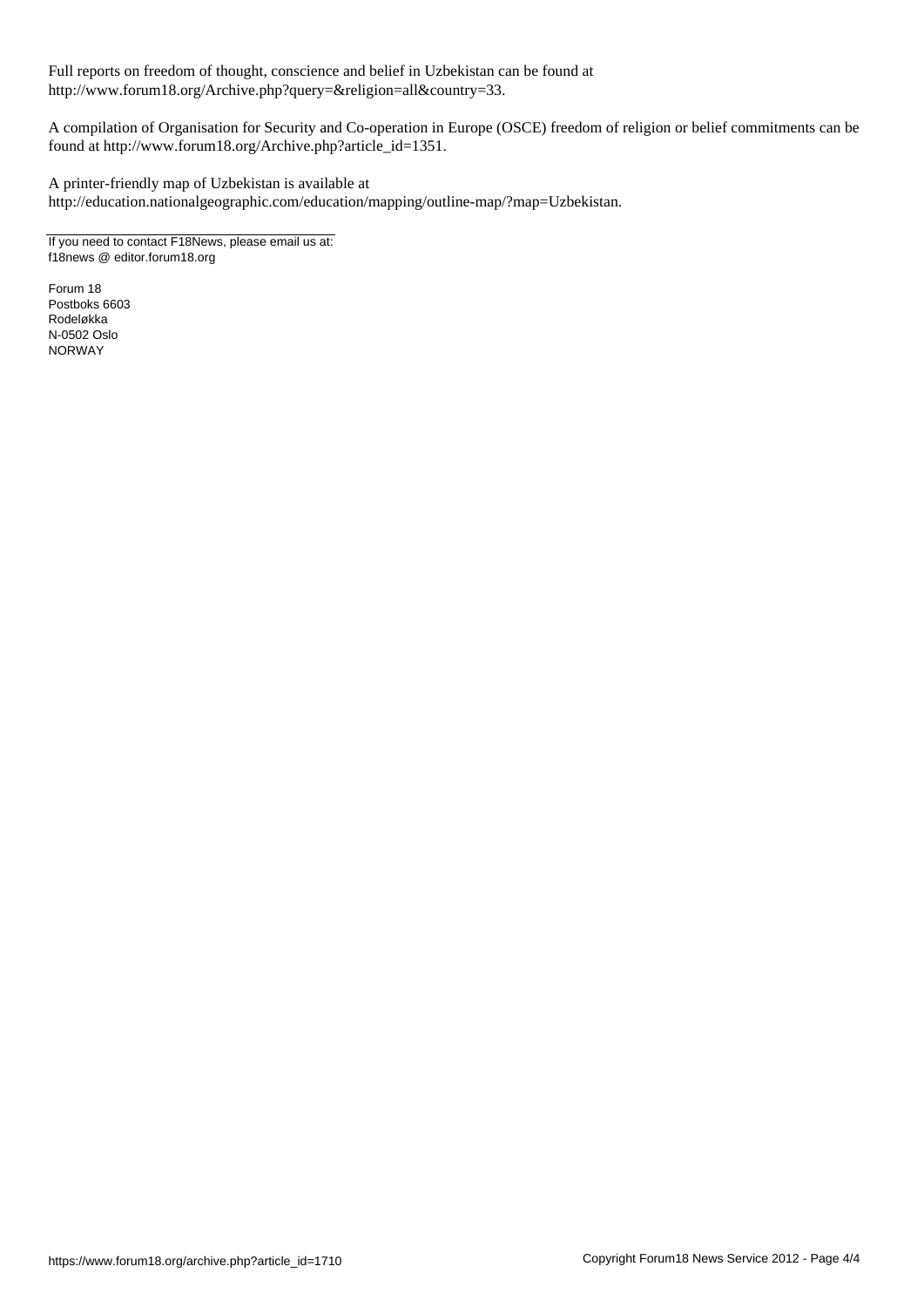Full reports on freedom of thought, conscience and belief in Uzbekistan can be found at http://www.forum18.org/Archive.php?query=&religion=all&country=33.

A compilation of Organisation for Security and Co-operation in Europe (OSCE) freedom of religion or belief commitments can be found at http://www.forum18.org/Archive.php?article_id=1351.

A printer-friendly map of Uzbekistan is available at http://education.nationalgeographic.com/education/mapping/outline-map/?map=Uzbekistan.

If you need to contact F18News, please email us at:
f18news @ editor.forum18.org

Forum 18
Postboks 6603
Rodeløkka
N-0502 Oslo
NORWAY